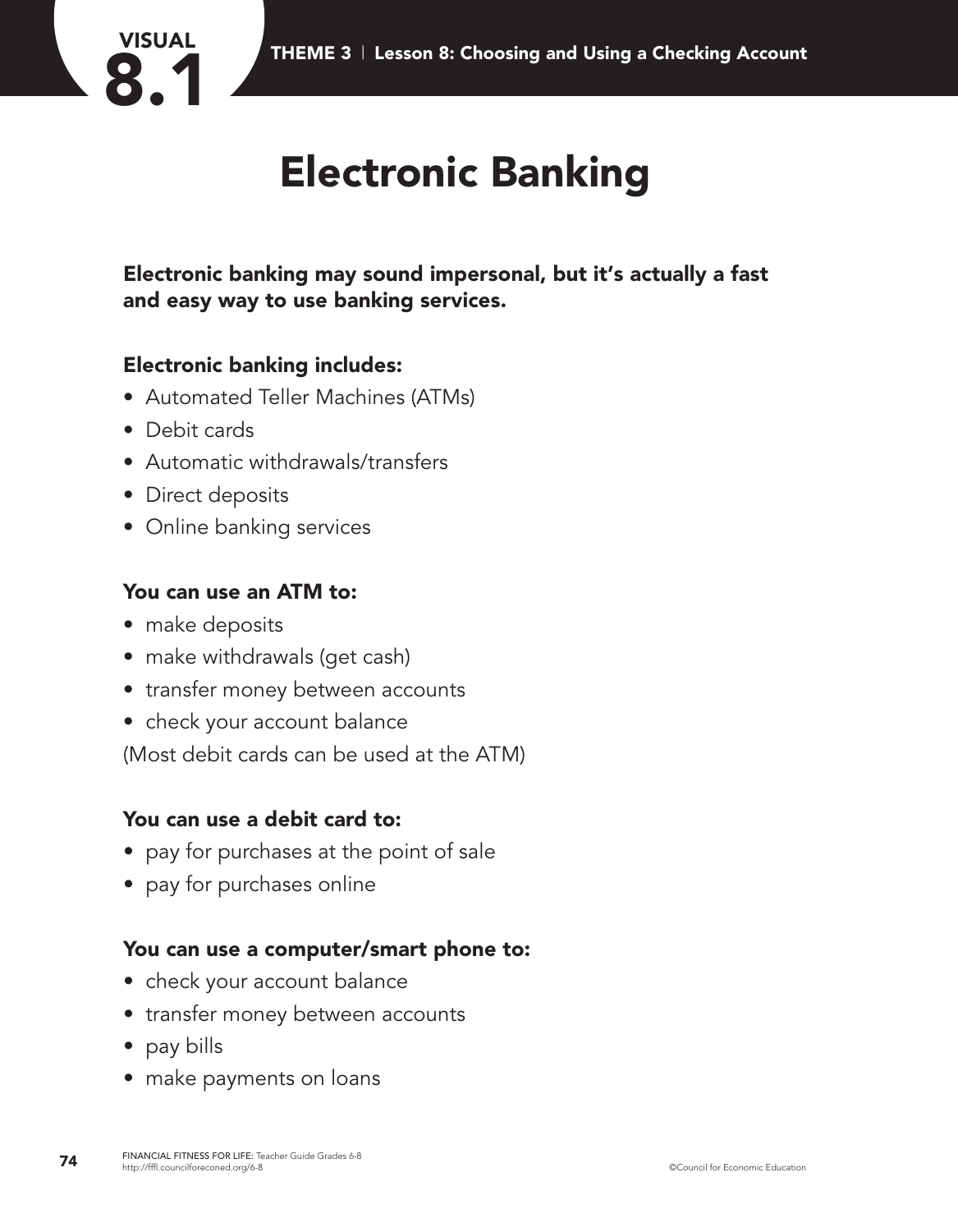VISUAL 8.1

THEME 3 | Lesson 8: Choosing and Using a Checking Account

# Electronic Banking

**Electronic banking may sound impersonal, but it's actually a fast and easy way to use banking services.**

**Electronic banking includes:**

- Automated Teller Machines (ATMs)
- Debit cards
- Automatic withdrawals/transfers
- Direct deposits
- Online banking services

**You can use an ATM to:**

- make deposits
- make withdrawals (get cash)
- transfer money between accounts
- check your account balance

(Most debit cards can be used at the ATM)

**You can use a debit card to:**

- pay for purchases at the point of sale
- pay for purchases online

**You can use a computer/smart phone to:**

- check your account balance
- transfer money between accounts
- pay bills
- make payments on loans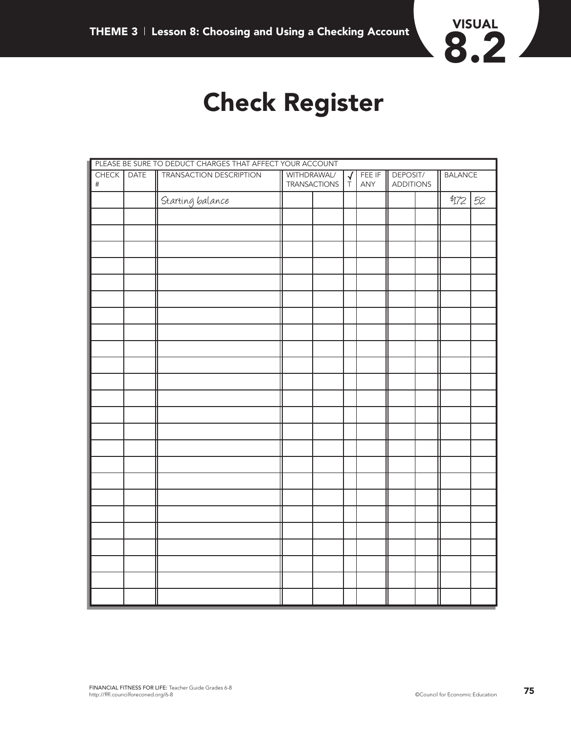# Check Register

| PLEASE BE SURE TO DEDUCT CHARGES THAT AFFECT YOUR ACCOUNT | | | | | | | | | | |
|---|---|---|---|---|---|---|---|---|---|---|
| CHECK # | DATE | TRANSACTION DESCRIPTION | WITHDRAWAL/ TRANSACTIONS | | √ T | FEE IF ANY | DEPOSIT/ ADDITIONS | | BALANCE | |
| | | Starting balance | | | | | | | $172 | 52 |
| | | | | | | | | | | |
| | | | | | | | | | | |
| | | | | | | | | | | |
| | | | | | | | | | | |
| | | | | | | | | | | |
| | | | | | | | | | | |
| | | | | | | | | | | |
| | | | | | | | | | | |
| | | | | | | | | | | |
| | | | | | | | | | | |
| | | | | | | | | | | |
| | | | | | | | | | | |
| | | | | | | | | | | |
| | | | | | | | | | | |
| | | | | | | | | | | |
| | | | | | | | | | | |
| | | | | | | | | | | |
| | | | | | | | | | | |
| | | | | | | | | | | |
| | | | | | | | | | | |
| | | | | | | | | | | |
| | | | | | | | | | | |
| | | | | | | | | | | |
| | | | | | | | | | | |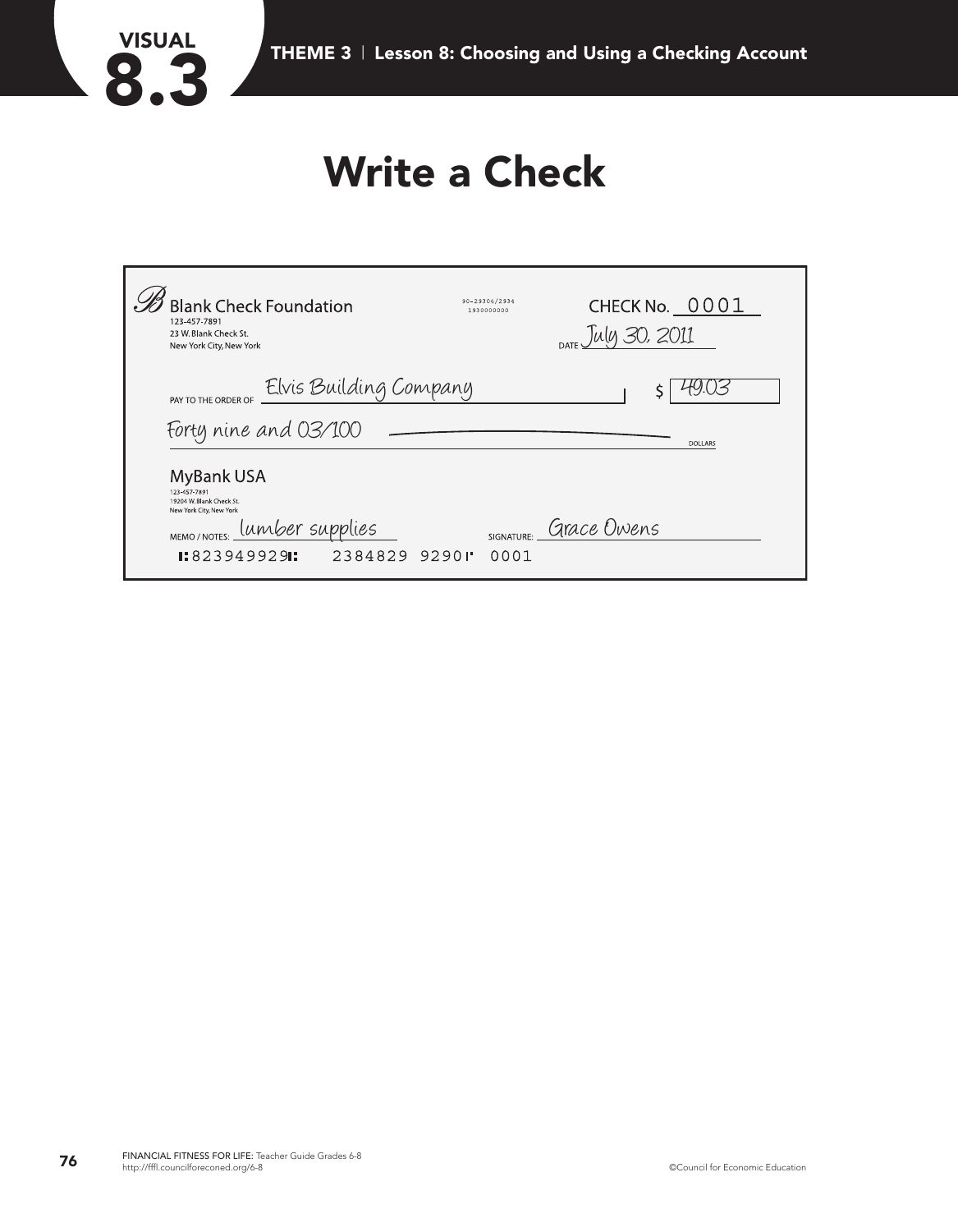# Write a Check

Blank Check Foundation
123-457-7891
23 W. Blank Check St.
New York City, New York

90-29304/2934
1930000000

CHECK No. 0001

DATE July 30, 2011

PAY TO THE ORDER OF Elvis Building Company $ 49.03

Forty nine and 03/100 DOLLARS

MyBank USA
123-457-7891
19204 W. Blank Check St.
New York City, New York

MEMO / NOTES: lumber supplies

SIGNATURE: Grace Owens

⑆823949929⑆ 2384829 9290⑈ 0001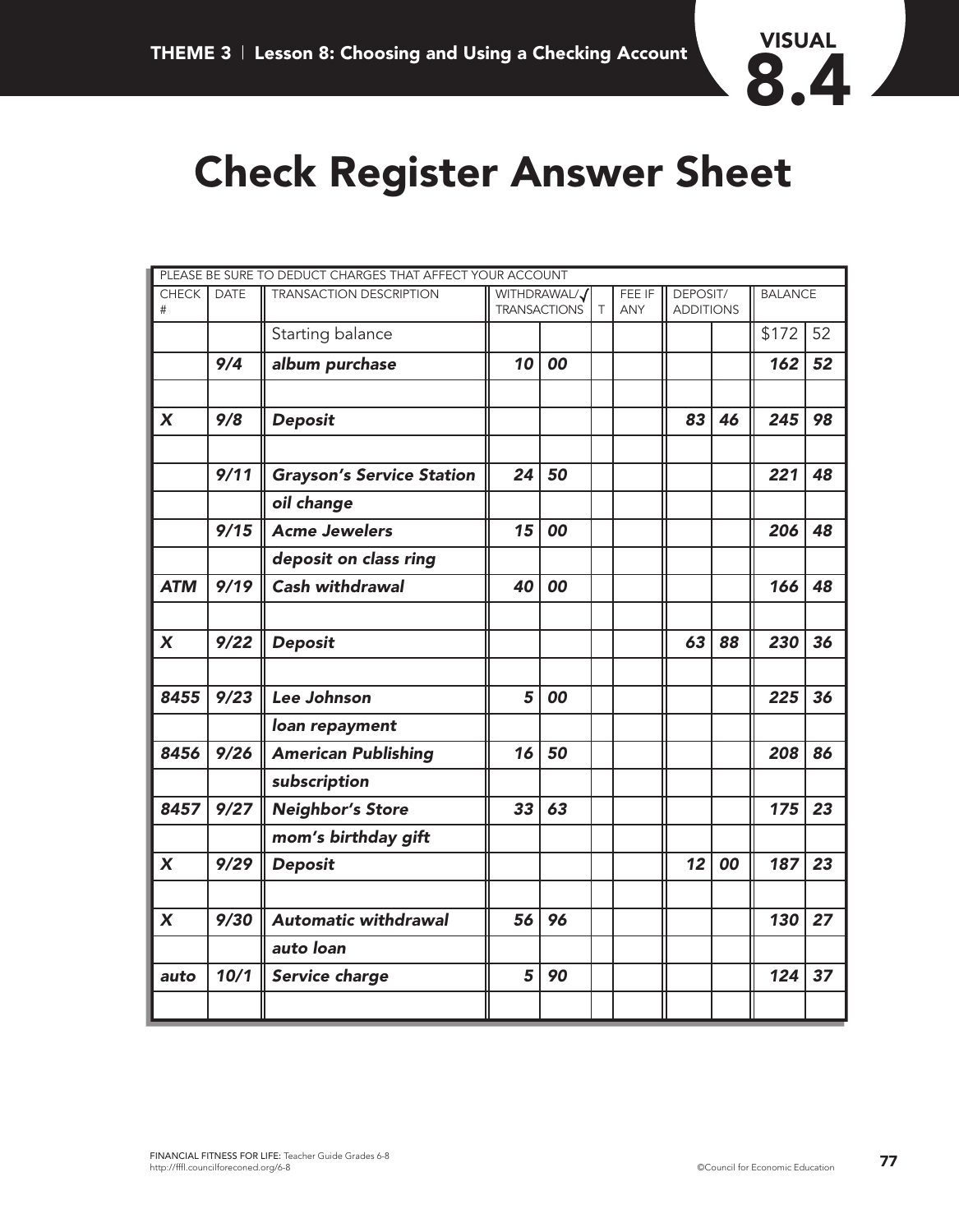# Check Register Answer Sheet

| PLEASE BE SURE TO DEDUCT CHARGES THAT AFFECT YOUR ACCOUNT | | | | | | | | | | |
|---|---|---|---|---|---|---|---|---|---|---|
| CHECK # | DATE | TRANSACTION DESCRIPTION | WITHDRAWAL/ TRANSACTIONS | | ✓ T | FEE IF ANY | DEPOSIT/ ADDITIONS | | BALANCE | |
| | | Starting balance | | | | | | | $172 | 52 |
| | *9/4* | ***album purchase*** | *10* | *00* | | | | | *162* | *52* |
| | | | | | | | | | | |
| ***X*** | *9/8* | ***Deposit*** | | | | | *83* | *46* | *245* | *98* |
| | | | | | | | | | | |
| | *9/11* | ***Grayson's Service Station*** | *24* | *50* | | | | | *221* | *48* |
| | | ***oil change*** | | | | | | | | |
| | *9/15* | ***Acme Jewelers*** | *15* | *00* | | | | | *206* | *48* |
| | | ***deposit on class ring*** | | | | | | | | |
| ***ATM*** | *9/19* | ***Cash withdrawal*** | *40* | *00* | | | | | *166* | *48* |
| | | | | | | | | | | |
| ***X*** | *9/22* | ***Deposit*** | | | | | *63* | *88* | *230* | *36* |
| | | | | | | | | | | |
| ***8455*** | *9/23* | ***Lee Johnson*** | *5* | *00* | | | | | *225* | *36* |
| | | ***loan repayment*** | | | | | | | | |
| ***8456*** | *9/26* | ***American Publishing*** | *16* | *50* | | | | | *208* | *86* |
| | | ***subscription*** | | | | | | | | |
| ***8457*** | *9/27* | ***Neighbor's Store*** | *33* | *63* | | | | | *175* | *23* |
| | | ***mom's birthday gift*** | | | | | | | | |
| ***X*** | *9/29* | ***Deposit*** | | | | | *12* | *00* | *187* | *23* |
| | | | | | | | | | | |
| ***X*** | *9/30* | ***Automatic withdrawal*** | *56* | *96* | | | | | *130* | *27* |
| | | ***auto loan*** | | | | | | | | |
| ***auto*** | *10/1* | ***Service charge*** | *5* | *90* | | | | | *124* | *37* |
| | | | | | | | | | | |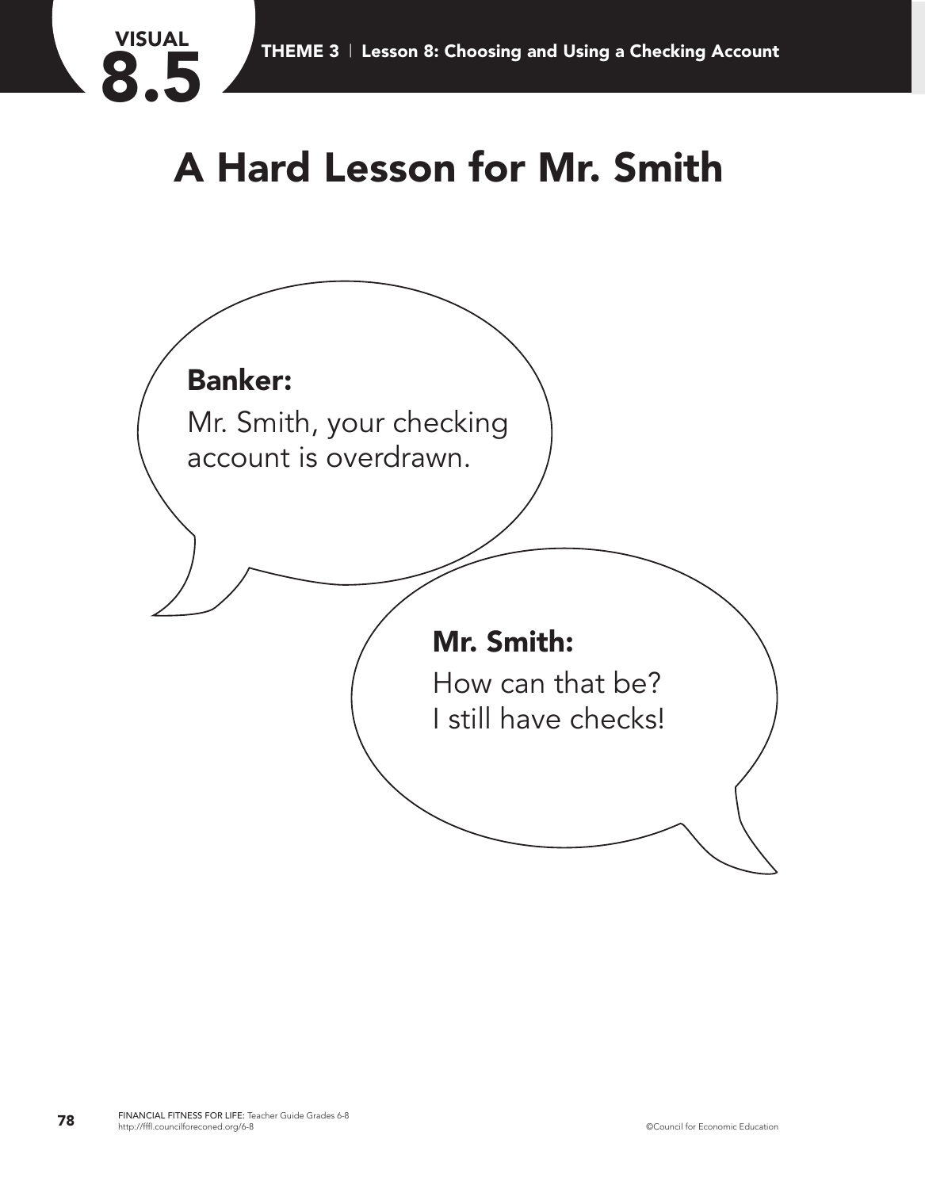# A Hard Lesson for Mr. Smith

**Banker:**
Mr. Smith, your checking account is overdrawn.

**Mr. Smith:**
How can that be?
I still have checks!